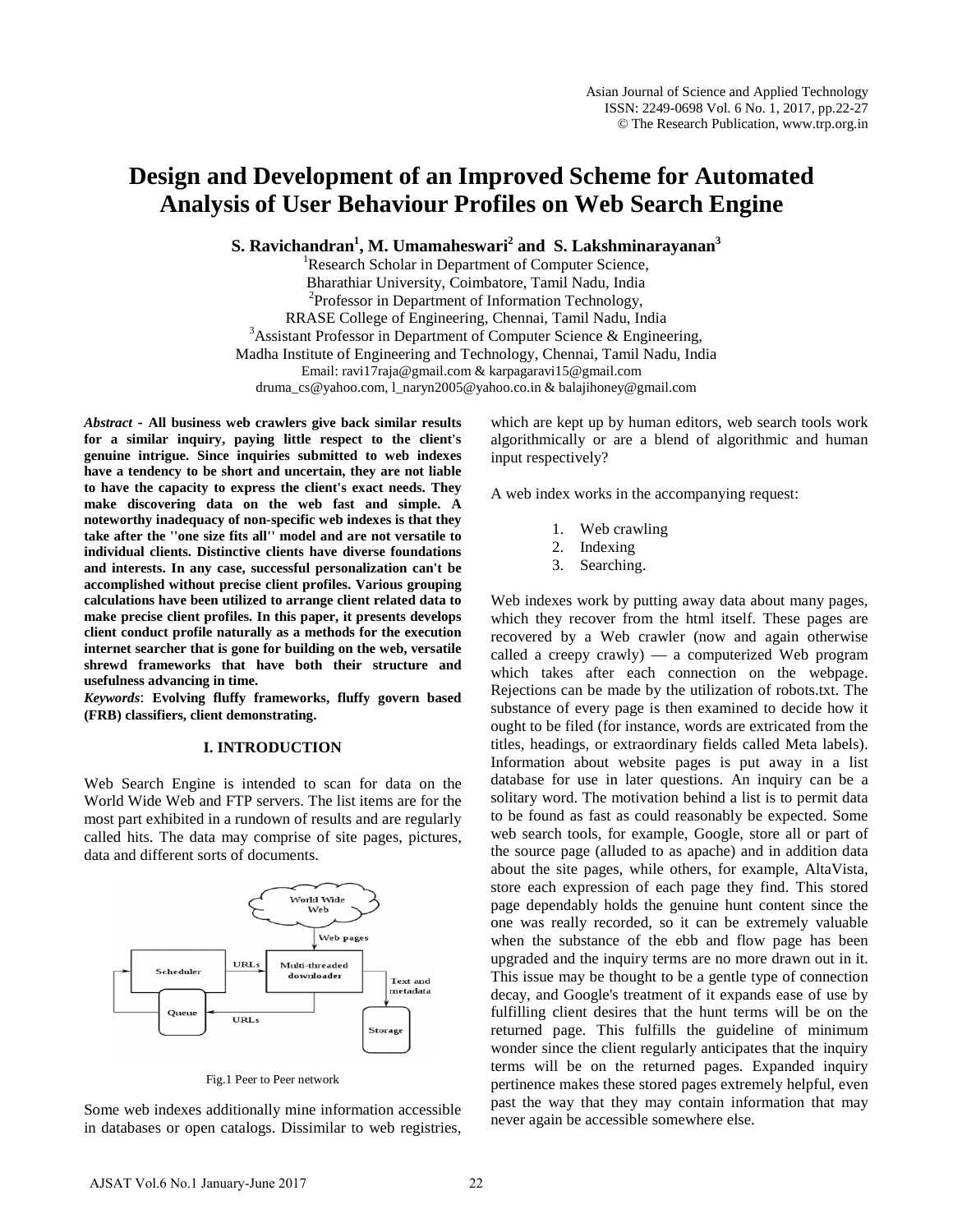# Design and Development of an Improved Scheme for Automated Analysis of User Behaviour Profiles on Web Search Engine

**S. Ravichandran[1], M. Umamaheswari[2] and S. Lakshminarayanan[3]**

[1]Research Scholar in Department of Computer Science,
Bharathiar University, Coimbatore, Tamil Nadu, India
[2]Professor in Department of Information Technology,
RRASE College of Engineering, Chennai, Tamil Nadu, India
[3]Assistant Professor in Department of Computer Science & Engineering,
Madha Institute of Engineering and Technology, Chennai, Tamil Nadu, India
Email: ravi17raja@gmail.com & karpagaravi15@gmail.com
druma_cs@yahoo.com, l_naryn2005@yahoo.co.in & balajihoney@gmail.com

***Abstract* - All business web crawlers give back similar results for a similar inquiry, paying little respect to the client's genuine intrigue. Since inquiries submitted to web indexes have a tendency to be short and uncertain, they are not liable to have the capacity to express the client's exact needs. They make discovering data on the web fast and simple. A noteworthy inadequacy of non-specific web indexes is that they take after the ''one size fits all'' model and are not versatile to individual clients. Distinctive clients have diverse foundations and interests. In any case, successful personalization can't be accomplished without precise client profiles. Various grouping calculations have been utilized to arrange client related data to make precise client profiles. In this paper, it presents develops client conduct profile naturally as a methods for the execution internet searcher that is gone for building on the web, versatile shrewd frameworks that have both their structure and usefulness advancing in time.**

***Keywords*: Evolving fluffy frameworks, fluffy govern based (FRB) classifiers, client demonstrating.**

## I. INTRODUCTION

Web Search Engine is intended to scan for data on the World Wide Web and FTP servers. The list items are for the most part exhibited in a rundown of results and are regularly called hits. The data may comprise of site pages, pictures, data and different sorts of documents.

Fig.1 Peer to Peer network

Some web indexes additionally mine information accessible in databases or open catalogs. Dissimilar to web registries, which are kept up by human editors, web search tools work algorithmically or are a blend of algorithmic and human input respectively?

A web index works in the accompanying request:

1. Web crawling
2. Indexing
3. Searching.

Web indexes work by putting away data about many pages, which they recover from the html itself. These pages are recovered by a Web crawler (now and again otherwise called a creepy crawly) — a computerized Web program which takes after each connection on the webpage. Rejections can be made by the utilization of robots.txt. The substance of every page is then examined to decide how it ought to be filed (for instance, words are extricated from the titles, headings, or extraordinary fields called Meta labels). Information about website pages is put away in a list database for use in later questions. An inquiry can be a solitary word. The motivation behind a list is to permit data to be found as fast as could reasonably be expected. Some web search tools, for example, Google, store all or part of the source page (alluded to as apache) and in addition data about the site pages, while others, for example, AltaVista, store each expression of each page they find. This stored page dependably holds the genuine hunt content since the one was really recorded, so it can be extremely valuable when the substance of the ebb and flow page has been upgraded and the inquiry terms are no more drawn out in it. This issue may be thought to be a gentle type of connection decay, and Google's treatment of it expands ease of use by fulfilling client desires that the hunt terms will be on the returned page. This fulfills the guideline of minimum wonder since the client regularly anticipates that the inquiry terms will be on the returned pages. Expanded inquiry pertinence makes these stored pages extremely helpful, even past the way that they may contain information that may never again be accessible somewhere else.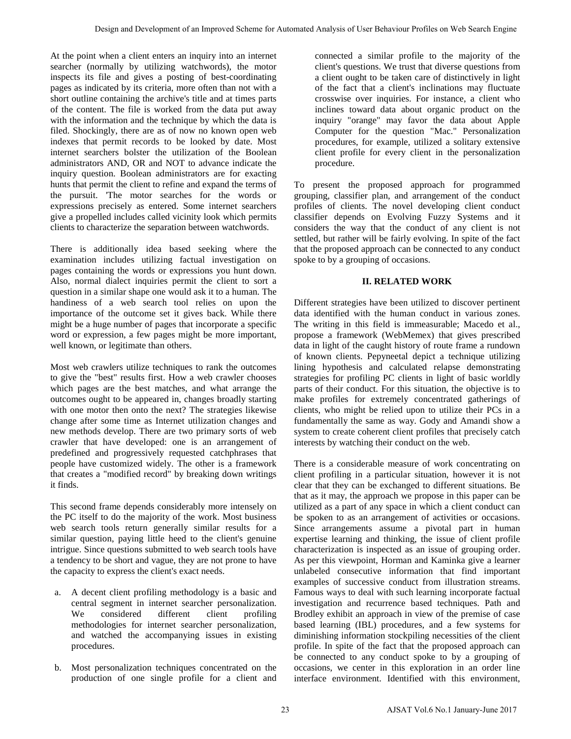At the point when a client enters an inquiry into an internet searcher (normally by utilizing watchwords), the motor inspects its file and gives a posting of best-coordinating pages as indicated by its criteria, more often than not with a short outline containing the archive's title and at times parts of the content. The file is worked from the data put away with the information and the technique by which the data is filed. Shockingly, there are as of now no known open web indexes that permit records to be looked by date. Most internet searchers bolster the utilization of the Boolean administrators AND, OR and NOT to advance indicate the inquiry question. Boolean administrators are for exacting hunts that permit the client to refine and expand the terms of the pursuit. 'The motor searches for the words or expressions precisely as entered. Some internet searchers give a propelled includes called vicinity look which permits clients to characterize the separation between watchwords.

There is additionally idea based seeking where the examination includes utilizing factual investigation on pages containing the words or expressions you hunt down. Also, normal dialect inquiries permit the client to sort a question in a similar shape one would ask it to a human. The handiness of a web search tool relies on upon the importance of the outcome set it gives back. While there might be a huge number of pages that incorporate a specific word or expression, a few pages might be more important, well known, or legitimate than others.

Most web crawlers utilize techniques to rank the outcomes to give the "best" results first. How a web crawler chooses which pages are the best matches, and what arrange the outcomes ought to be appeared in, changes broadly starting with one motor then onto the next? The strategies likewise change after some time as Internet utilization changes and new methods develop. There are two primary sorts of web crawler that have developed: one is an arrangement of predefined and progressively requested catchphrases that people have customized widely. The other is a framework that creates a "modified record" by breaking down writings it finds.

This second frame depends considerably more intensely on the PC itself to do the majority of the work. Most business web search tools return generally similar results for a similar question, paying little heed to the client's genuine intrigue. Since questions submitted to web search tools have a tendency to be short and vague, they are not prone to have the capacity to express the client's exact needs.

a. A decent client profiling methodology is a basic and central segment in internet searcher personalization. We considered different client profiling methodologies for internet searcher personalization, and watched the accompanying issues in existing procedures.

b. Most personalization techniques concentrated on the production of one single profile for a client and connected a similar profile to the majority of the client's questions. We trust that diverse questions from a client ought to be taken care of distinctively in light of the fact that a client's inclinations may fluctuate crosswise over inquiries. For instance, a client who inclines toward data about organic product on the inquiry "orange" may favor the data about Apple Computer for the question "Mac." Personalization procedures, for example, utilized a solitary extensive client profile for every client in the personalization procedure.

To present the proposed approach for programmed grouping, classifier plan, and arrangement of the conduct profiles of clients. The novel developing client conduct classifier depends on Evolving Fuzzy Systems and it considers the way that the conduct of any client is not settled, but rather will be fairly evolving. In spite of the fact that the proposed approach can be connected to any conduct spoke to by a grouping of occasions.

## II. RELATED WORK

Different strategies have been utilized to discover pertinent data identified with the human conduct in various zones. The writing in this field is immeasurable; Macedo et al., propose a framework (WebMemex) that gives prescribed data in light of the caught history of route frame a rundown of known clients. Pepyneetal depict a technique utilizing lining hypothesis and calculated relapse demonstrating strategies for profiling PC clients in light of basic worldly parts of their conduct. For this situation, the objective is to make profiles for extremely concentrated gatherings of clients, who might be relied upon to utilize their PCs in a fundamentally the same as way. Gody and Amandi show a system to create coherent client profiles that precisely catch interests by watching their conduct on the web.

There is a considerable measure of work concentrating on client profiling in a particular situation, however it is not clear that they can be exchanged to different situations. Be that as it may, the approach we propose in this paper can be utilized as a part of any space in which a client conduct can be spoken to as an arrangement of activities or occasions. Since arrangements assume a pivotal part in human expertise learning and thinking, the issue of client profile characterization is inspected as an issue of grouping order. As per this viewpoint, Horman and Kaminka give a learner unlabeled consecutive information that find important examples of successive conduct from illustration streams. Famous ways to deal with such learning incorporate factual investigation and recurrence based techniques. Path and Brodley exhibit an approach in view of the premise of case based learning (IBL) procedures, and a few systems for diminishing information stockpiling necessities of the client profile. In spite of the fact that the proposed approach can be connected to any conduct spoke to by a grouping of occasions, we center in this exploration in an order line interface environment. Identified with this environment,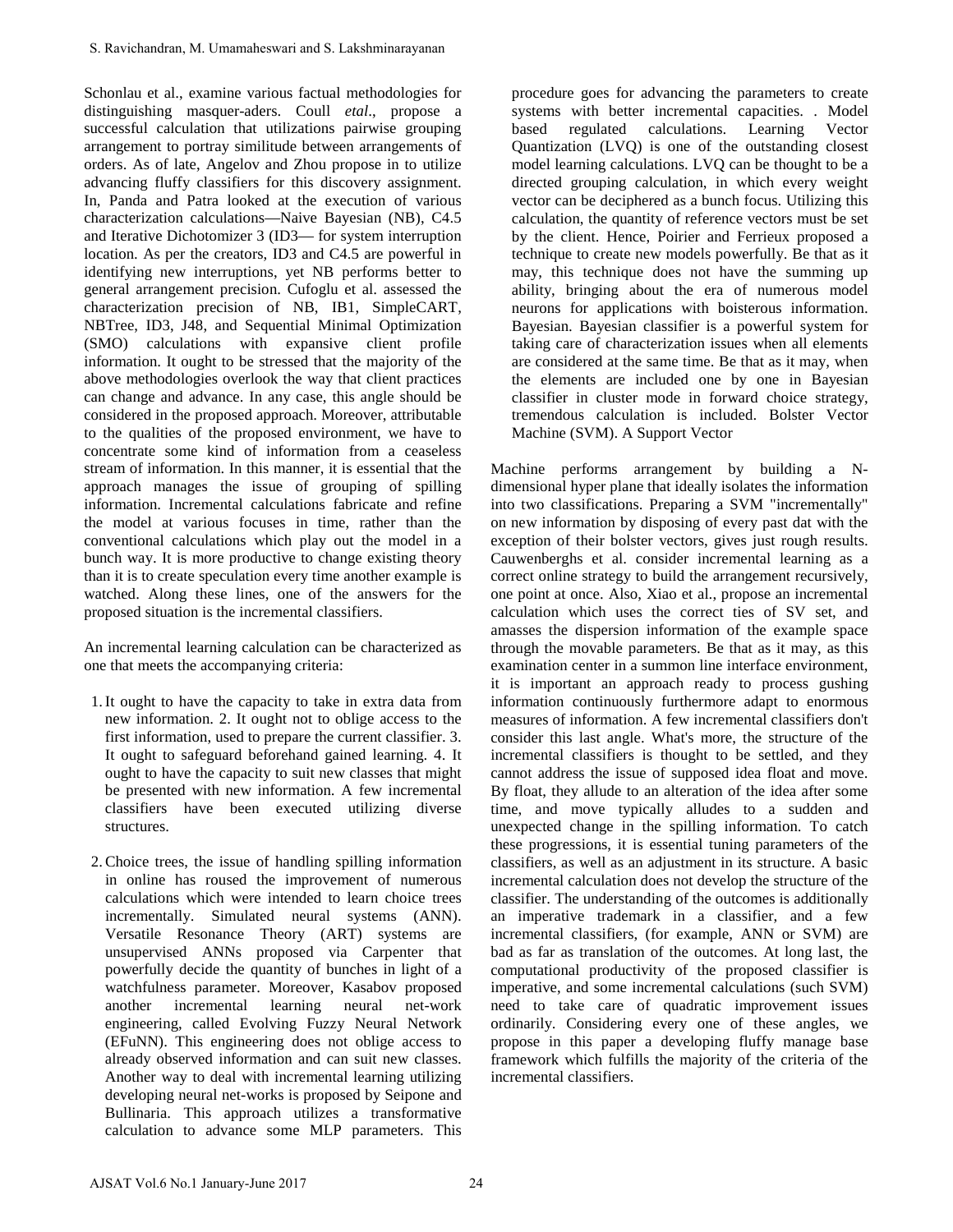Schonlau et al., examine various factual methodologies for distinguishing masquer-aders. Coull *etal*., propose a successful calculation that utilizations pairwise grouping arrangement to portray similitude between arrangements of orders. As of late, Angelov and Zhou propose in to utilize advancing fluffy classifiers for this discovery assignment. In, Panda and Patra looked at the execution of various characterization calculations—Naive Bayesian (NB), C4.5 and Iterative Dichotomizer 3 (ID3— for system interruption location. As per the creators, ID3 and C4.5 are powerful in identifying new interruptions, yet NB performs better to general arrangement precision. Cufoglu et al. assessed the characterization precision of NB, IB1, SimpleCART, NBTree, ID3, J48, and Sequential Minimal Optimization (SMO) calculations with expansive client profile information. It ought to be stressed that the majority of the above methodologies overlook the way that client practices can change and advance. In any case, this angle should be considered in the proposed approach. Moreover, attributable to the qualities of the proposed environment, we have to concentrate some kind of information from a ceaseless stream of information. In this manner, it is essential that the approach manages the issue of grouping of spilling information. Incremental calculations fabricate and refine the model at various focuses in time, rather than the conventional calculations which play out the model in a bunch way. It is more productive to change existing theory than it is to create speculation every time another example is watched. Along these lines, one of the answers for the proposed situation is the incremental classifiers.

An incremental learning calculation can be characterized as one that meets the accompanying criteria:

1. It ought to have the capacity to take in extra data from new information. 2. It ought not to oblige access to the first information, used to prepare the current classifier. 3. It ought to safeguard beforehand gained learning. 4. It ought to have the capacity to suit new classes that might be presented with new information. A few incremental classifiers have been executed utilizing diverse structures.

2. Choice trees, the issue of handling spilling information in online has roused the improvement of numerous calculations which were intended to learn choice trees incrementally. Simulated neural systems (ANN). Versatile Resonance Theory (ART) systems are unsupervised ANNs proposed via Carpenter that powerfully decide the quantity of bunches in light of a watchfulness parameter. Moreover, Kasabov proposed another incremental learning neural net-work engineering, called Evolving Fuzzy Neural Network (EFuNN). This engineering does not oblige access to already observed information and can suit new classes. Another way to deal with incremental learning utilizing developing neural net-works is proposed by Seipone and Bullinaria. This approach utilizes a transformative calculation to advance some MLP parameters. This procedure goes for advancing the parameters to create systems with better incremental capacities. . Model based regulated calculations. Learning Vector Quantization (LVQ) is one of the outstanding closest model learning calculations. LVQ can be thought to be a directed grouping calculation, in which every weight vector can be deciphered as a bunch focus. Utilizing this calculation, the quantity of reference vectors must be set by the client. Hence, Poirier and Ferrieux proposed a technique to create new models powerfully. Be that as it may, this technique does not have the summing up ability, bringing about the era of numerous model neurons for applications with boisterous information. Bayesian. Bayesian classifier is a powerful system for taking care of characterization issues when all elements are considered at the same time. Be that as it may, when the elements are included one by one in Bayesian classifier in cluster mode in forward choice strategy, tremendous calculation is included. Bolster Vector Machine (SVM). A Support Vector

Machine performs arrangement by building a N-dimensional hyper plane that ideally isolates the information into two classifications. Preparing a SVM "incrementally" on new information by disposing of every past dat with the exception of their bolster vectors, gives just rough results. Cauwenberghs et al. consider incremental learning as a correct online strategy to build the arrangement recursively, one point at once. Also, Xiao et al., propose an incremental calculation which uses the correct ties of SV set, and amasses the dispersion information of the example space through the movable parameters. Be that as it may, as this examination center in a summon line interface environment, it is important an approach ready to process gushing information continuously furthermore adapt to enormous measures of information. A few incremental classifiers don't consider this last angle. What's more, the structure of the incremental classifiers is thought to be settled, and they cannot address the issue of supposed idea float and move. By float, they allude to an alteration of the idea after some time, and move typically alludes to a sudden and unexpected change in the spilling information. To catch these progressions, it is essential tuning parameters of the classifiers, as well as an adjustment in its structure. A basic incremental calculation does not develop the structure of the classifier. The understanding of the outcomes is additionally an imperative trademark in a classifier, and a few incremental classifiers, (for example, ANN or SVM) are bad as far as translation of the outcomes. At long last, the computational productivity of the proposed classifier is imperative, and some incremental calculations (such SVM) need to take care of quadratic improvement issues ordinarily. Considering every one of these angles, we propose in this paper a developing fluffy manage base framework which fulfills the majority of the criteria of the incremental classifiers.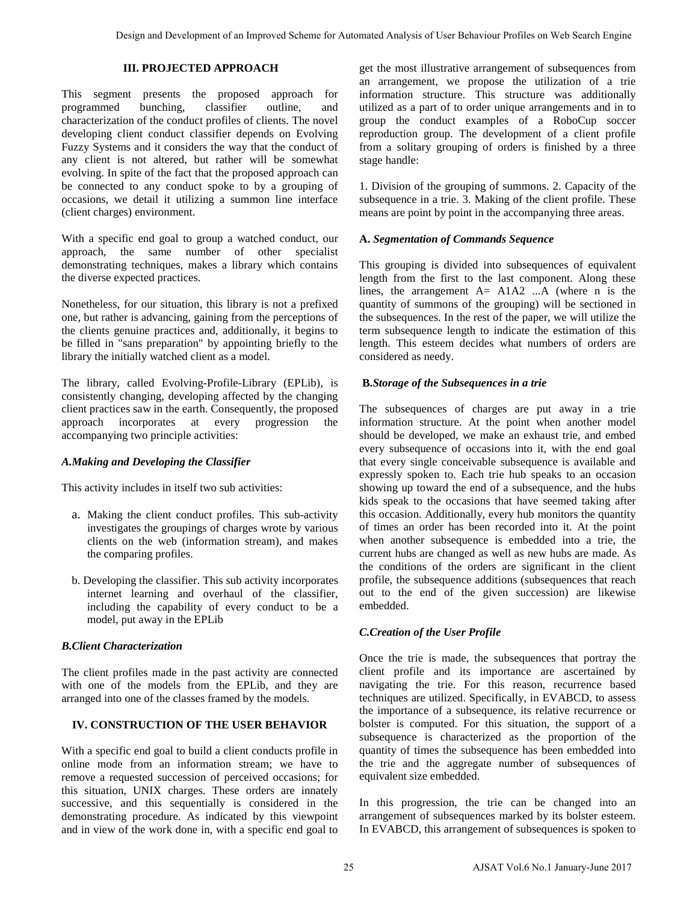## III. PROJECTED APPROACH

This segment presents the proposed approach for programmed bunching, classifier outline, and characterization of the conduct profiles of clients. The novel developing client conduct classifier depends on Evolving Fuzzy Systems and it considers the way that the conduct of any client is not altered, but rather will be somewhat evolving. In spite of the fact that the proposed approach can be connected to any conduct spoke to by a grouping of occasions, we detail it utilizing a summon line interface (client charges) environment.

With a specific end goal to group a watched conduct, our approach, the same number of other specialist demonstrating techniques, makes a library which contains the diverse expected practices.

Nonetheless, for our situation, this library is not a prefixed one, but rather is advancing, gaining from the perceptions of the clients genuine practices and, additionally, it begins to be filled in "sans preparation" by appointing briefly to the library the initially watched client as a model.

The library, called Evolving-Profile-Library (EPLib), is consistently changing, developing affected by the changing client practices saw in the earth. Consequently, the proposed approach incorporates at every progression the accompanying two principle activities:

### *A.Making and Developing the Classifier*

This activity includes in itself two sub activities:

a. Making the client conduct profiles. This sub-activity investigates the groupings of charges wrote by various clients on the web (information stream), and makes the comparing profiles.

b. Developing the classifier. This sub activity incorporates internet learning and overhaul of the classifier, including the capability of every conduct to be a model, put away in the EPLib

### *B.Client Characterization*

The client profiles made in the past activity are connected with one of the models from the EPLib, and they are arranged into one of the classes framed by the models.

## IV. CONSTRUCTION OF THE USER BEHAVIOR

With a specific end goal to build a client conducts profile in online mode from an information stream; we have to remove a requested succession of perceived occasions; for this situation, UNIX charges. These orders are innately successive, and this sequentially is considered in the demonstrating procedure. As indicated by this viewpoint and in view of the work done in, with a specific end goal to get the most illustrative arrangement of subsequences from an arrangement, we propose the utilization of a trie information structure. This structure was additionally utilized as a part of to order unique arrangements and in to group the conduct examples of a RoboCup soccer reproduction group. The development of a client profile from a solitary grouping of orders is finished by a three stage handle:

1. Division of the grouping of summons. 2. Capacity of the subsequence in a trie. 3. Making of the client profile. These means are point by point in the accompanying three areas.

### A. *Segmentation of Commands Sequence*

This grouping is divided into subsequences of equivalent length from the first to the last component. Along these lines, the arrangement A= A1A2 ...A (where n is the quantity of summons of the grouping) will be sectioned in the subsequences. In the rest of the paper, we will utilize the term subsequence length to indicate the estimation of this length. This esteem decides what numbers of orders are considered as needy.

### **B.** *Storage of the Subsequences in a trie*

The subsequences of charges are put away in a trie information structure. At the point when another model should be developed, we make an exhaust trie, and embed every subsequence of occasions into it, with the end goal that every single conceivable subsequence is available and expressly spoken to. Each trie hub speaks to an occasion showing up toward the end of a subsequence, and the hubs kids speak to the occasions that have seemed taking after this occasion. Additionally, every hub monitors the quantity of times an order has been recorded into it. At the point when another subsequence is embedded into a trie, the current hubs are changed as well as new hubs are made. As the conditions of the orders are significant in the client profile, the subsequence additions (subsequences that reach out to the end of the given succession) are likewise embedded.

### *C.Creation of the User Profile*

Once the trie is made, the subsequences that portray the client profile and its importance are ascertained by navigating the trie. For this reason, recurrence based techniques are utilized. Specifically, in EVABCD, to assess the importance of a subsequence, its relative recurrence or bolster is computed. For this situation, the support of a subsequence is characterized as the proportion of the quantity of times the subsequence has been embedded into the trie and the aggregate number of subsequences of equivalent size embedded.

In this progression, the trie can be changed into an arrangement of subsequences marked by its bolster esteem. In EVABCD, this arrangement of subsequences is spoken to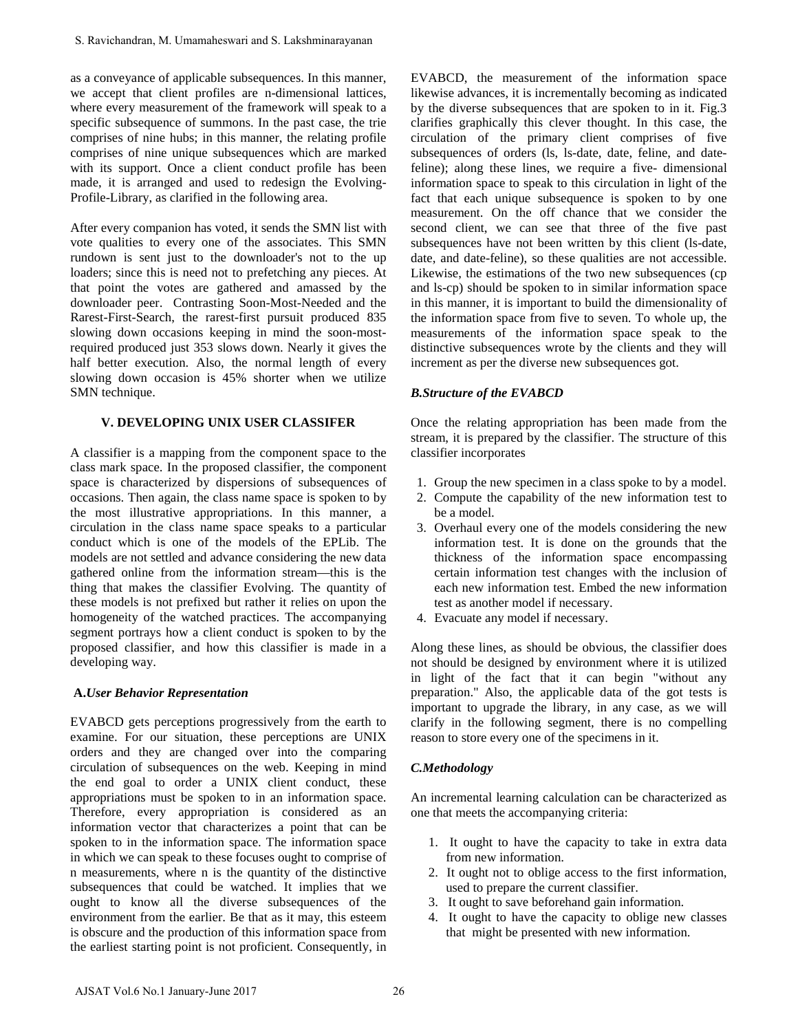as a conveyance of applicable subsequences. In this manner, we accept that client profiles are n-dimensional lattices, where every measurement of the framework will speak to a specific subsequence of summons. In the past case, the trie comprises of nine hubs; in this manner, the relating profile comprises of nine unique subsequences which are marked with its support. Once a client conduct profile has been made, it is arranged and used to redesign the Evolving-Profile-Library, as clarified in the following area.

After every companion has voted, it sends the SMN list with vote qualities to every one of the associates. This SMN rundown is sent just to the downloader's not to the up loaders; since this is need not to prefetching any pieces. At that point the votes are gathered and amassed by the downloader peer. Contrasting Soon-Most-Needed and the Rarest-First-Search, the rarest-first pursuit produced 835 slowing down occasions keeping in mind the soon-most-required produced just 353 slows down. Nearly it gives the half better execution. Also, the normal length of every slowing down occasion is 45% shorter when we utilize SMN technique.

## V. DEVELOPING UNIX USER CLASSIFER

A classifier is a mapping from the component space to the class mark space. In the proposed classifier, the component space is characterized by dispersions of subsequences of occasions. Then again, the class name space is spoken to by the most illustrative appropriations. In this manner, a circulation in the class name space speaks to a particular conduct which is one of the models of the EPLib. The models are not settled and advance considering the new data gathered online from the information stream—this is the thing that makes the classifier Evolving. The quantity of these models is not prefixed but rather it relies on upon the homogeneity of the watched practices. The accompanying segment portrays how a client conduct is spoken to by the proposed classifier, and how this classifier is made in a developing way.

### A. *User Behavior Representation*

EVABCD gets perceptions progressively from the earth to examine. For our situation, these perceptions are UNIX orders and they are changed over into the comparing circulation of subsequences on the web. Keeping in mind the end goal to order a UNIX client conduct, these appropriations must be spoken to in an information space. Therefore, every appropriation is considered as an information vector that characterizes a point that can be spoken to in the information space. The information space in which we can speak to these focuses ought to comprise of n measurements, where n is the quantity of the distinctive subsequences that could be watched. It implies that we ought to know all the diverse subsequences of the environment from the earlier. Be that as it may, this esteem is obscure and the production of this information space from the earliest starting point is not proficient. Consequently, in EVABCD, the measurement of the information space likewise advances, it is incrementally becoming as indicated by the diverse subsequences that are spoken to in it. Fig.3 clarifies graphically this clever thought. In this case, the circulation of the primary client comprises of five subsequences of orders (ls, ls-date, date, feline, and date-feline); along these lines, we require a five- dimensional information space to speak to this circulation in light of the fact that each unique subsequence is spoken to by one measurement. On the off chance that we consider the second client, we can see that three of the five past subsequences have not been written by this client (ls-date, date, and date-feline), so these qualities are not accessible. Likewise, the estimations of the two new subsequences (cp and ls-cp) should be spoken to in similar information space in this manner, it is important to build the dimensionality of the information space from five to seven. To whole up, the measurements of the information space speak to the distinctive subsequences wrote by the clients and they will increment as per the diverse new subsequences got.

### *B.Structure of the EVABCD*

Once the relating appropriation has been made from the stream, it is prepared by the classifier. The structure of this classifier incorporates

1. Group the new specimen in a class spoke to by a model.
2. Compute the capability of the new information test to be a model.
3. Overhaul every one of the models considering the new information test. It is done on the grounds that the thickness of the information space encompassing certain information test changes with the inclusion of each new information test. Embed the new information test as another model if necessary.
4. Evacuate any model if necessary.

Along these lines, as should be obvious, the classifier does not should be designed by environment where it is utilized in light of the fact that it can begin "without any preparation." Also, the applicable data of the got tests is important to upgrade the library, in any case, as we will clarify in the following segment, there is no compelling reason to store every one of the specimens in it.

### *C.Methodology*

An incremental learning calculation can be characterized as one that meets the accompanying criteria:

1. It ought to have the capacity to take in extra data from new information.
2. It ought not to oblige access to the first information, used to prepare the current classifier.
3. It ought to save beforehand gain information.
4. It ought to have the capacity to oblige new classes that might be presented with new information.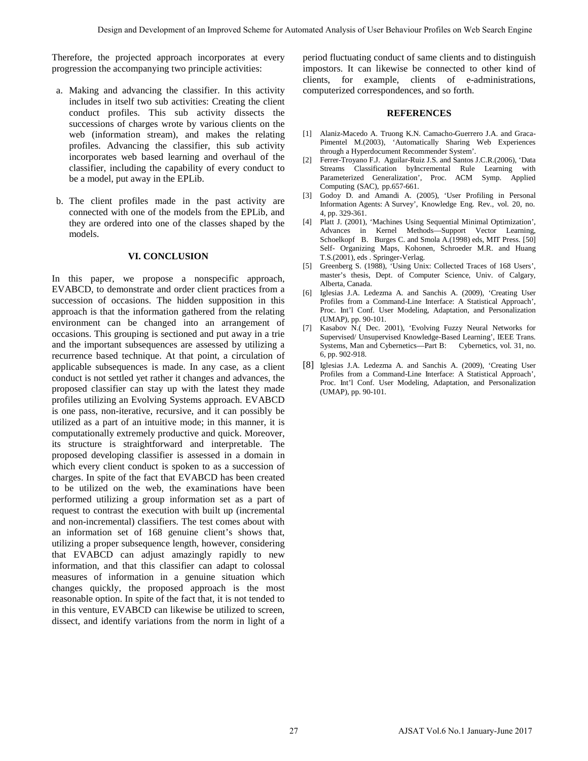Therefore, the projected approach incorporates at every progression the accompanying two principle activities:

a. Making and advancing the classifier. In this activity includes in itself two sub activities: Creating the client conduct profiles. This sub activity dissects the successions of charges wrote by various clients on the web (information stream), and makes the relating profiles. Advancing the classifier, this sub activity incorporates web based learning and overhaul of the classifier, including the capability of every conduct to be a model, put away in the EPLib.

b. The client profiles made in the past activity are connected with one of the models from the EPLib, and they are ordered into one of the classes shaped by the models.

## VI. CONCLUSION

In this paper, we propose a nonspecific approach, EVABCD, to demonstrate and order client practices from a succession of occasions. The hidden supposition in this approach is that the information gathered from the relating environment can be changed into an arrangement of occasions. This grouping is sectioned and put away in a trie and the important subsequences are assessed by utilizing a recurrence based technique. At that point, a circulation of applicable subsequences is made. In any case, as a client conduct is not settled yet rather it changes and advances, the proposed classifier can stay up with the latest they made profiles utilizing an Evolving Systems approach. EVABCD is one pass, non-iterative, recursive, and it can possibly be utilized as a part of an intuitive mode; in this manner, it is computationally extremely productive and quick. Moreover, its structure is straightforward and interpretable. The proposed developing classifier is assessed in a domain in which every client conduct is spoken to as a succession of charges. In spite of the fact that EVABCD has been created to be utilized on the web, the examinations have been performed utilizing a group information set as a part of request to contrast the execution with built up (incremental and non-incremental) classifiers. The test comes about with an information set of 168 genuine client's shows that, utilizing a proper subsequence length, however, considering that EVABCD can adjust amazingly rapidly to new information, and that this classifier can adapt to colossal measures of information in a genuine situation which changes quickly, the proposed approach is the most reasonable option. In spite of the fact that, it is not tended to in this venture, EVABCD can likewise be utilized to screen, dissect, and identify variations from the norm in light of a period fluctuating conduct of same clients and to distinguish impostors. It can likewise be connected to other kind of clients, for example, clients of e-administrations, computerized correspondences, and so forth.

## REFERENCES

[1] Alaniz-Macedo A. Truong K.N. Camacho-Guerrero J.A. and Graca-Pimentel M.(2003), 'Automatically Sharing Web Experiences through a Hyperdocument Recommender System'.

[2] Ferrer-Troyano F.J. Aguilar-Ruiz J.S. and Santos J.C.R.(2006), 'Data Streams Classification byIncremental Rule Learning with Parameterized Generalization', Proc. ACM Symp. Applied Computing (SAC), pp.657-661.

[3] Godoy D. and Amandi A. (2005), 'User Profiling in Personal Information Agents: A Survey', Knowledge Eng. Rev., vol. 20, no. 4, pp. 329-361.

[4] Platt J. (2001), 'Machines Using Sequential Minimal Optimization', Advances in Kernel Methods—Support Vector Learning, Schoelkopf B. Burges C. and Smola A.(1998) eds, MIT Press. [50] Self- Organizing Maps, Kohonen, Schroeder M.R. and Huang T.S.(2001), eds . Springer-Verlag.

[5] Greenberg S. (1988), 'Using Unix: Collected Traces of 168 Users', master's thesis, Dept. of Computer Science, Univ. of Calgary, Alberta, Canada.

[6] Iglesias J.A. Ledezma A. and Sanchis A. (2009), 'Creating User Profiles from a Command-Line Interface: A Statistical Approach', Proc. Int'l Conf. User Modeling, Adaptation, and Personalization (UMAP), pp. 90-101.

[7] Kasabov N.( Dec. 2001), 'Evolving Fuzzy Neural Networks for Supervised/ Unsupervised Knowledge-Based Learning', IEEE Trans. Systems, Man and Cybernetics—Part B: Cybernetics, vol. 31, no. 6, pp. 902-918.

[8] Iglesias J.A. Ledezma A. and Sanchis A. (2009), 'Creating User Profiles from a Command-Line Interface: A Statistical Approach', Proc. Int'l Conf. User Modeling, Adaptation, and Personalization (UMAP), pp. 90-101.